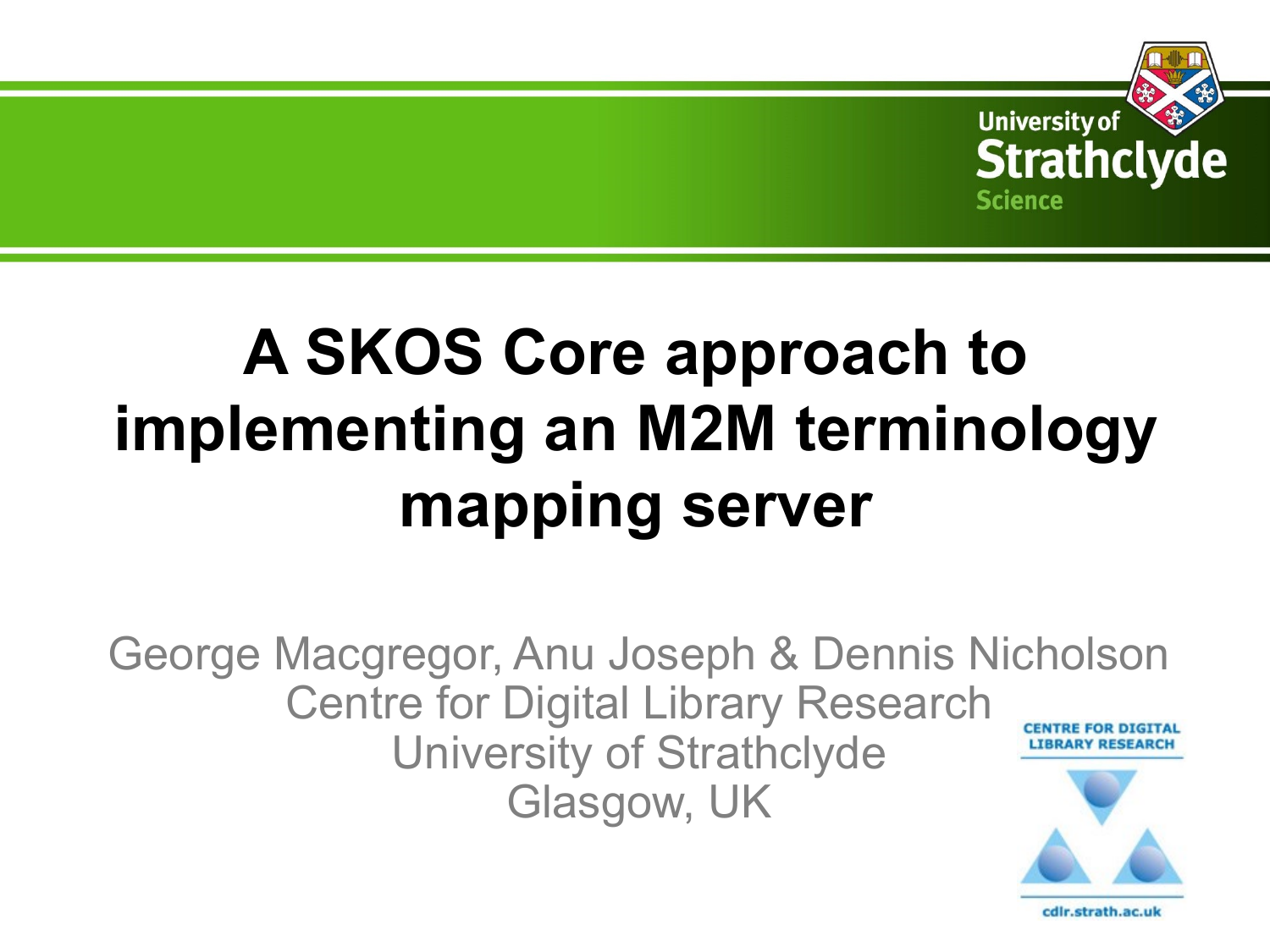# A SKOS Core approach to implementing an M2M terminology mapping server

George Macgregor, Anu Joseph & Dennis Nicholson
Centre for Digital Library Research
University of Strathclyde
Glasgow, UK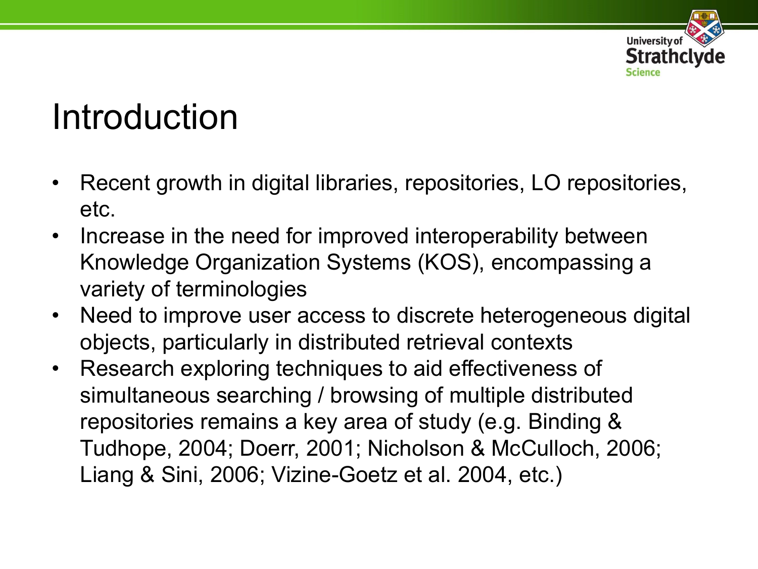# Introduction

- Recent growth in digital libraries, repositories, LO repositories, etc.
- Increase in the need for improved interoperability between Knowledge Organization Systems (KOS), encompassing a variety of terminologies
- Need to improve user access to discrete heterogeneous digital objects, particularly in distributed retrieval contexts
- Research exploring techniques to aid effectiveness of simultaneous searching / browsing of multiple distributed repositories remains a key area of study (e.g. Binding & Tudhope, 2004; Doerr, 2001; Nicholson & McCulloch, 2006; Liang & Sini, 2006; Vizine-Goetz et al. 2004, etc.)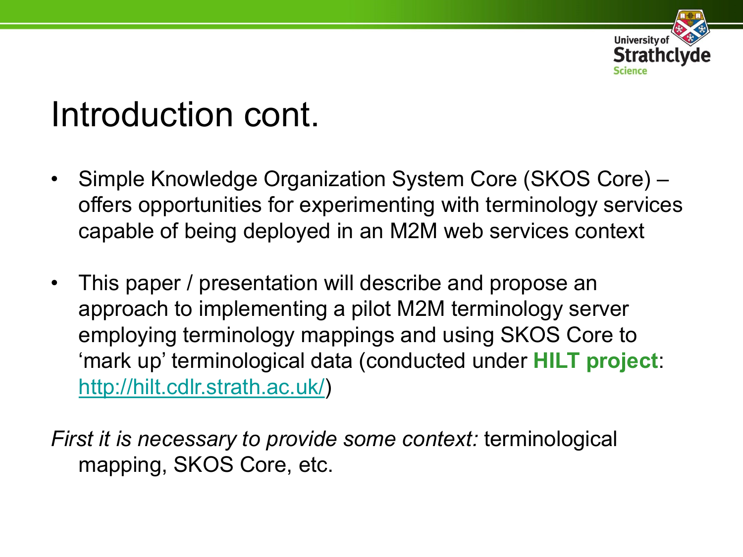# Introduction cont.

- Simple Knowledge Organization System Core (SKOS Core) – offers opportunities for experimenting with terminology services capable of being deployed in an M2M web services context

- This paper / presentation will describe and propose an approach to implementing a pilot M2M terminology server employing terminology mappings and using SKOS Core to 'mark up' terminological data (conducted under **HILT project**: http://hilt.cdlr.strath.ac.uk/)

*First it is necessary to provide some context:* terminological mapping, SKOS Core, etc.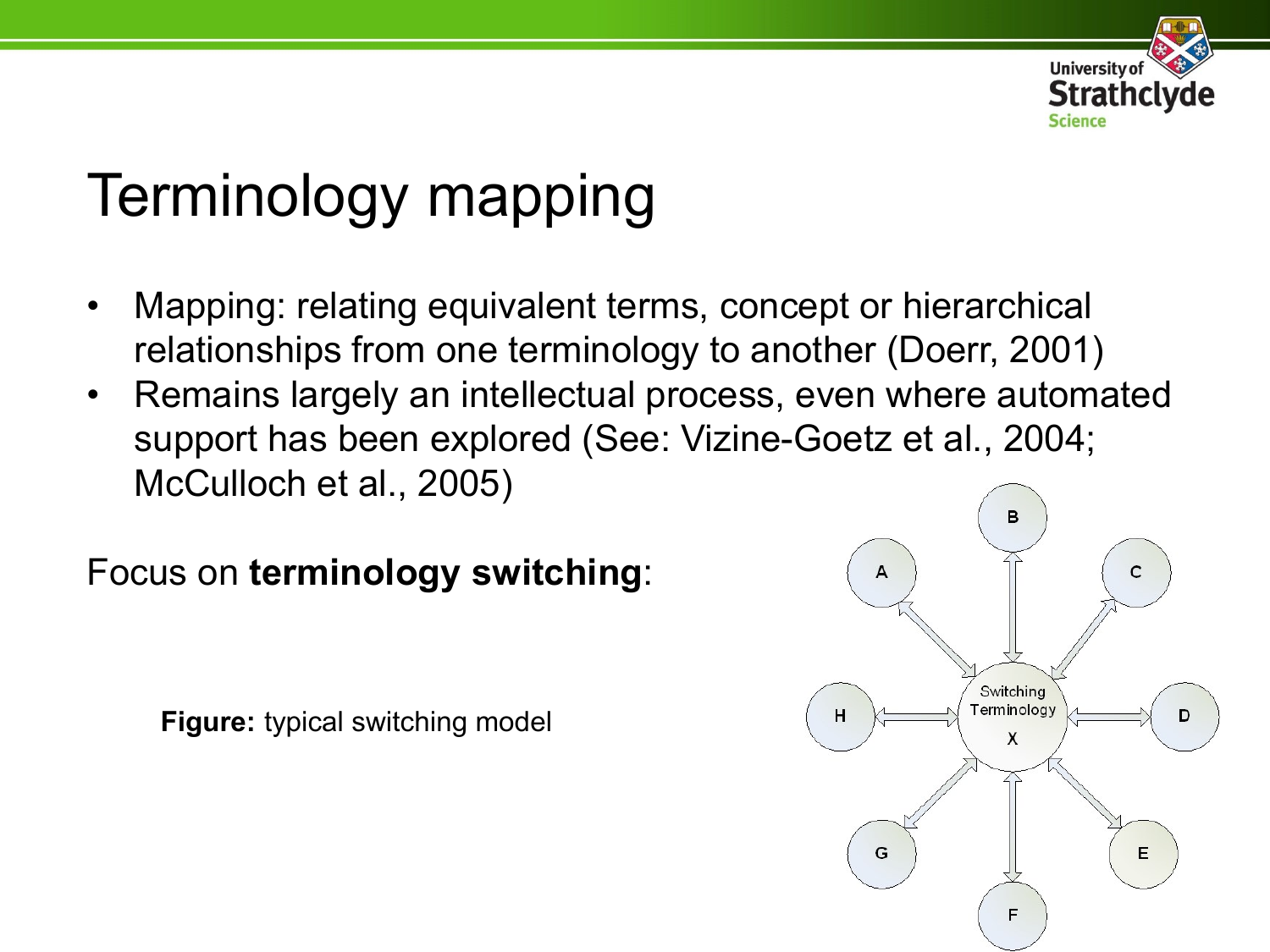# Terminology mapping

- Mapping: relating equivalent terms, concept or hierarchical relationships from one terminology to another (Doerr, 2001)
- Remains largely an intellectual process, even where automated support has been explored (See: Vizine-Goetz et al., 2004; McCulloch et al., 2005)

Focus on **terminology switching**:

**Figure:** typical switching model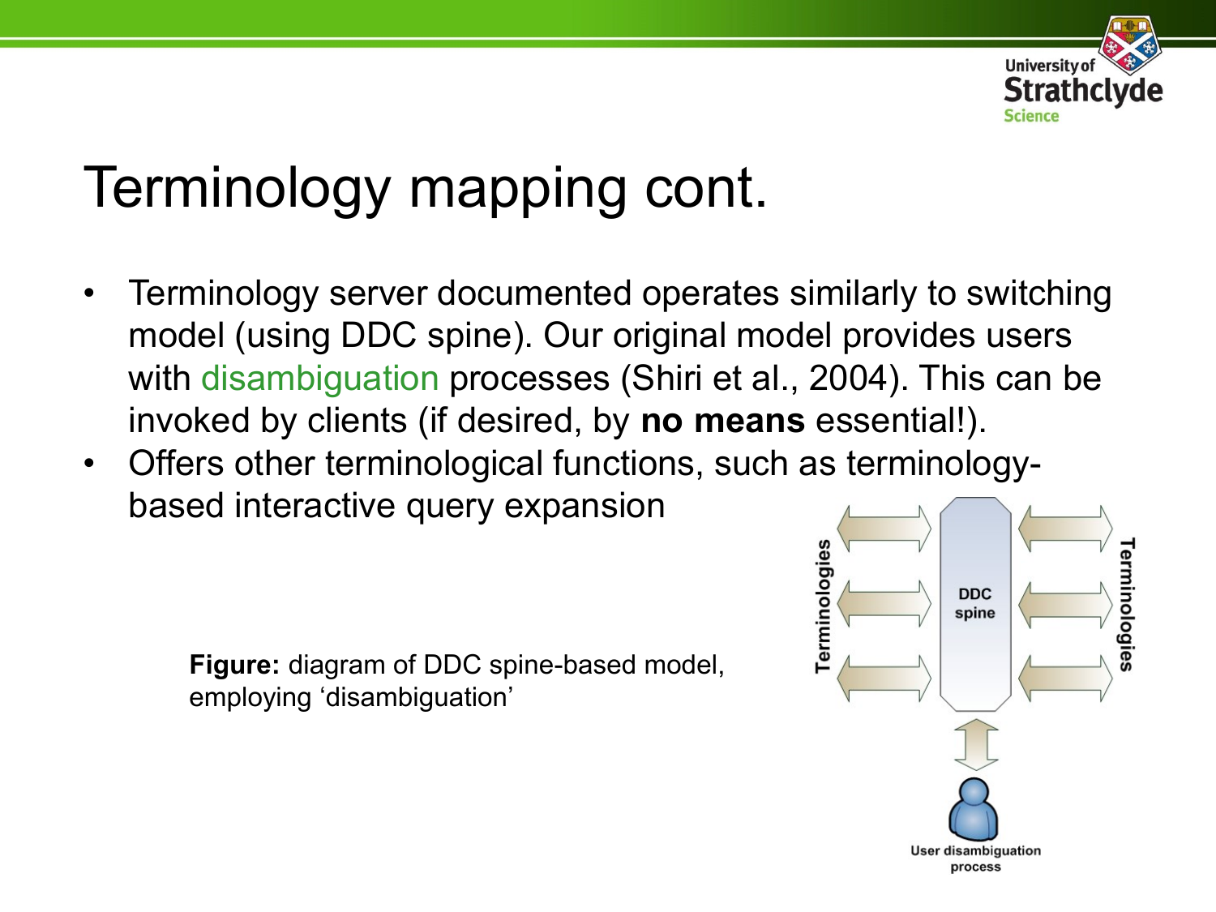# Terminology mapping cont.

- Terminology server documented operates similarly to switching model (using DDC spine). Our original model provides users with disambiguation processes (Shiri et al., 2004). This can be invoked by clients (if desired, by **no means** essential!).
- Offers other terminological functions, such as terminology-based interactive query expansion

**Figure:** diagram of DDC spine-based model, employing 'disambiguation'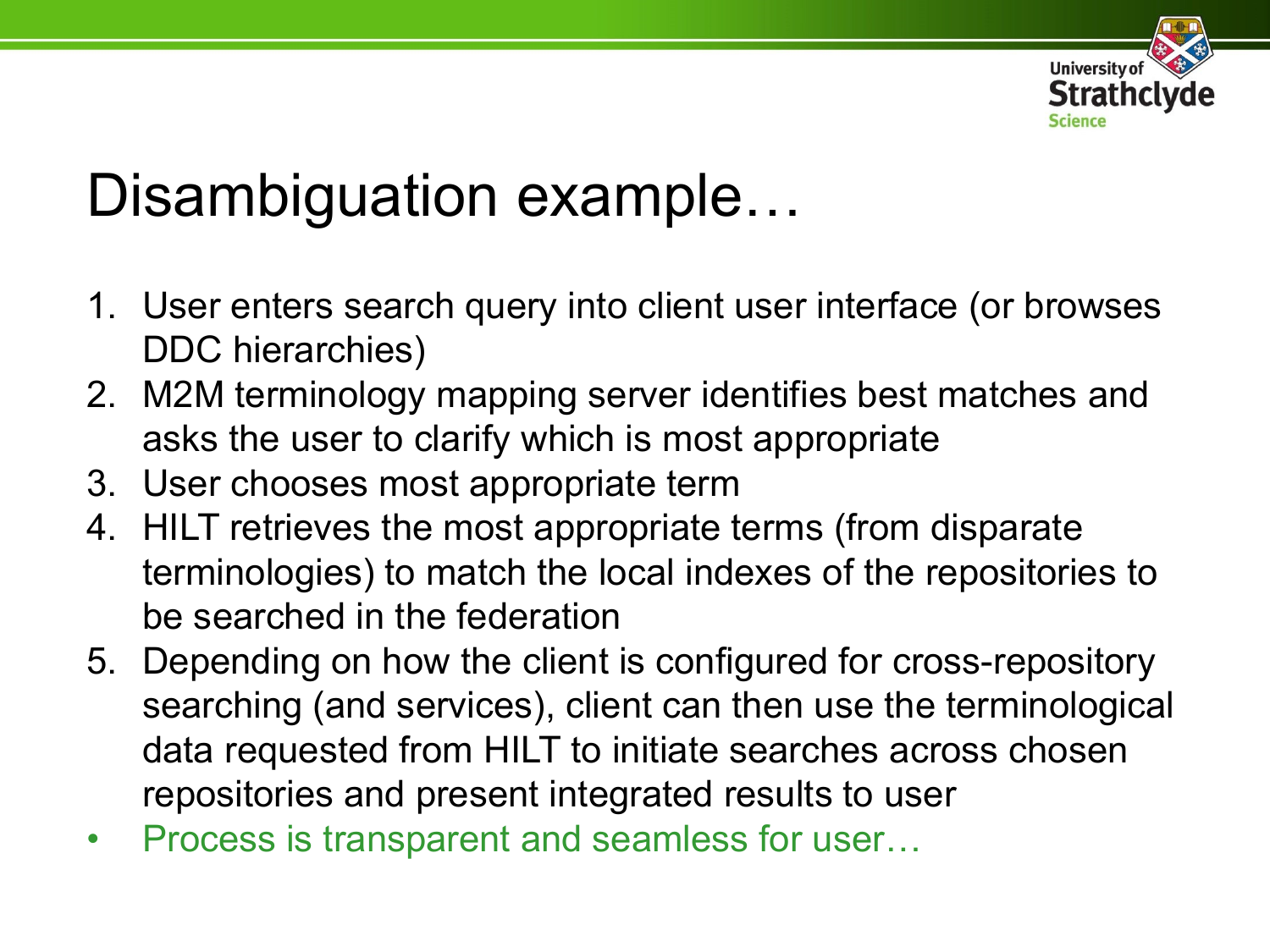# Disambiguation example…

1. User enters search query into client user interface (or browses DDC hierarchies)
2. M2M terminology mapping server identifies best matches and asks the user to clarify which is most appropriate
3. User chooses most appropriate term
4. HILT retrieves the most appropriate terms (from disparate terminologies) to match the local indexes of the repositories to be searched in the federation
5. Depending on how the client is configured for cross-repository searching (and services), client can then use the terminological data requested from HILT to initiate searches across chosen repositories and present integrated results to user

- Process is transparent and seamless for user…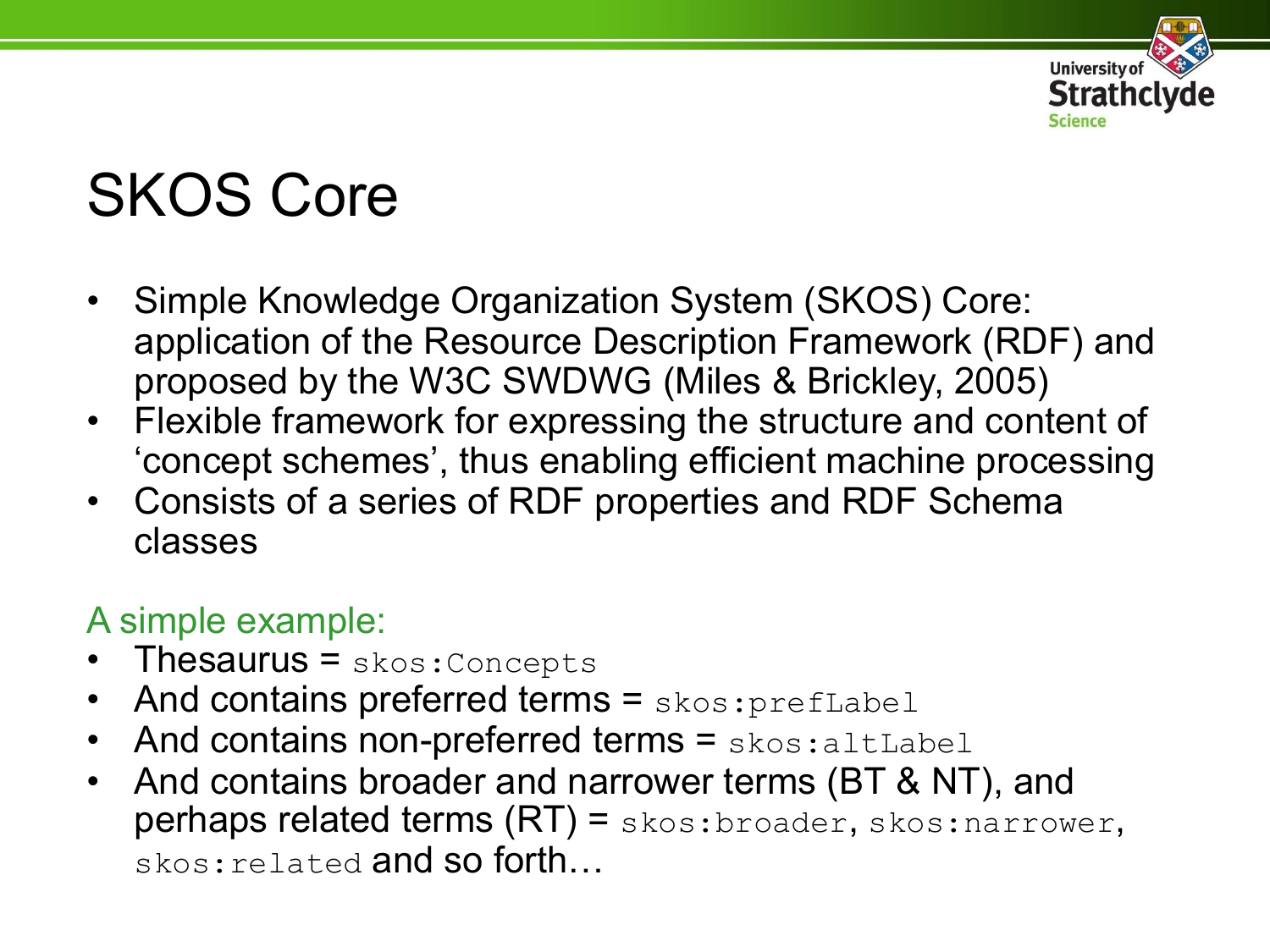# SKOS Core

- Simple Knowledge Organization System (SKOS) Core: application of the Resource Description Framework (RDF) and proposed by the W3C SWDWG (Miles & Brickley, 2005)
- Flexible framework for expressing the structure and content of 'concept schemes', thus enabling efficient machine processing
- Consists of a series of RDF properties and RDF Schema classes

A simple example:

- Thesaurus = `skos:Concepts`
- And contains preferred terms = `skos:prefLabel`
- And contains non-preferred terms = `skos:altLabel`
- And contains broader and narrower terms (BT & NT), and perhaps related terms (RT) = `skos:broader`, `skos:narrower`, `skos:related` and so forth…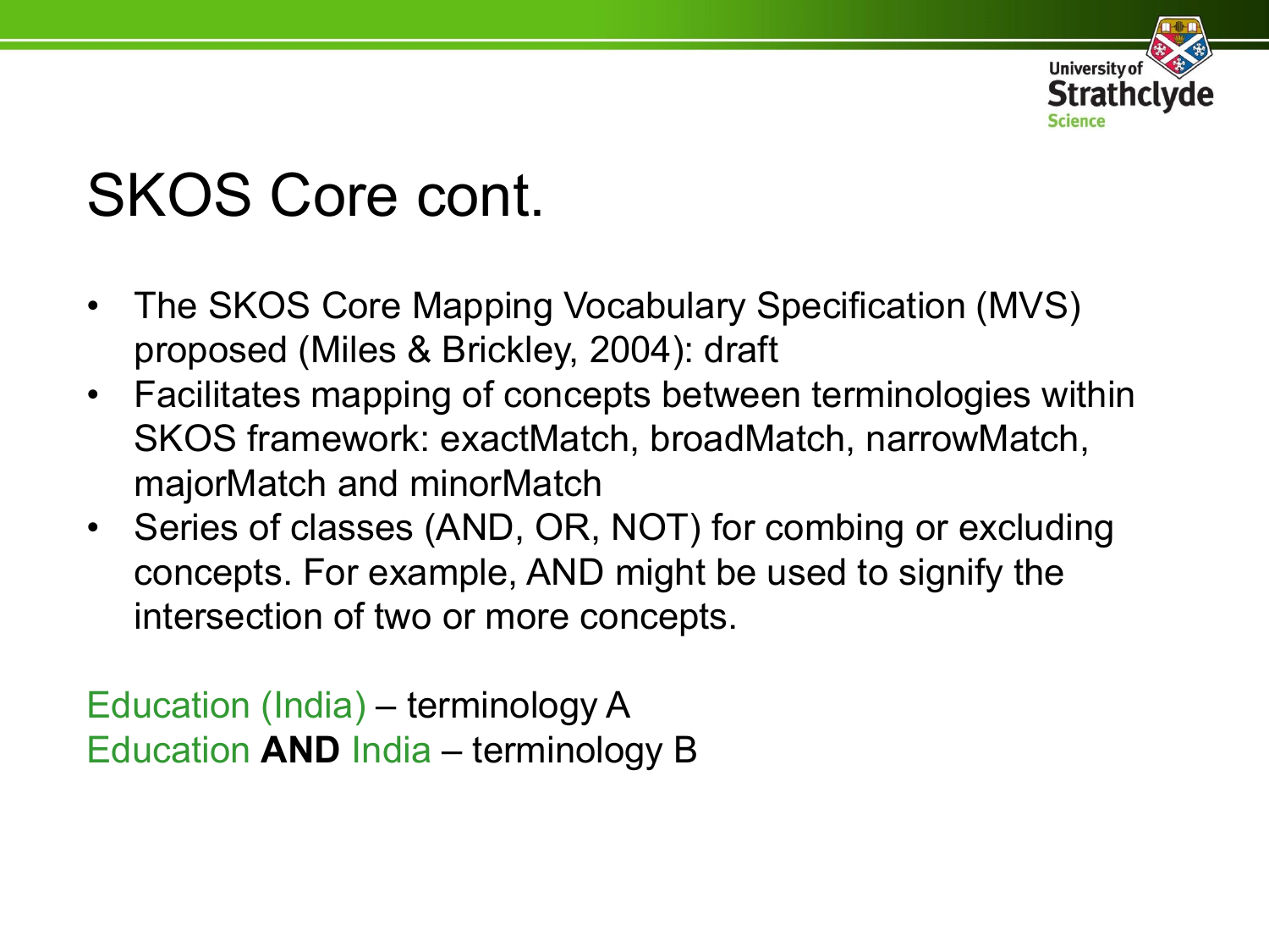# SKOS Core cont.

- The SKOS Core Mapping Vocabulary Specification (MVS) proposed (Miles & Brickley, 2004): draft
- Facilitates mapping of concepts between terminologies within SKOS framework: exactMatch, broadMatch, narrowMatch, majorMatch and minorMatch
- Series of classes (AND, OR, NOT) for combing or excluding concepts. For example, AND might be used to signify the intersection of two or more concepts.

Education (India) – terminology A
Education **AND** India – terminology B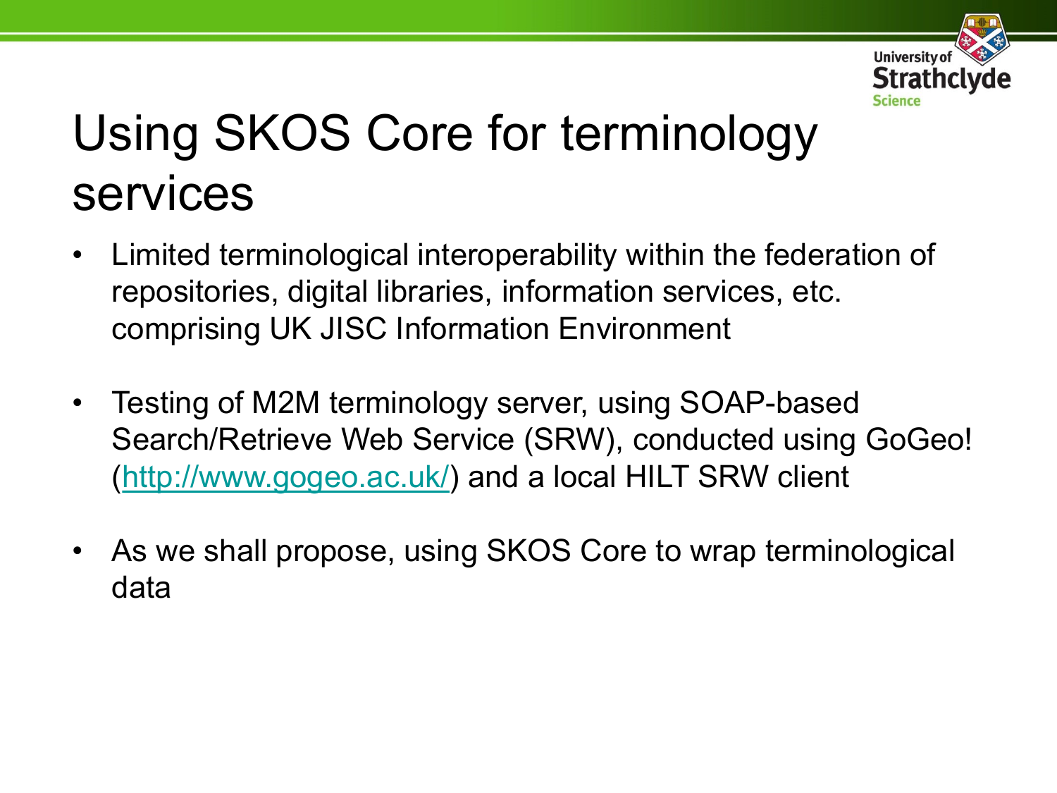# Using SKOS Core for terminology services

- Limited terminological interoperability within the federation of repositories, digital libraries, information services, etc. comprising UK JISC Information Environment

- Testing of M2M terminology server, using SOAP-based Search/Retrieve Web Service (SRW), conducted using GoGeo! (http://www.gogeo.ac.uk/) and a local HILT SRW client

- As we shall propose, using SKOS Core to wrap terminological data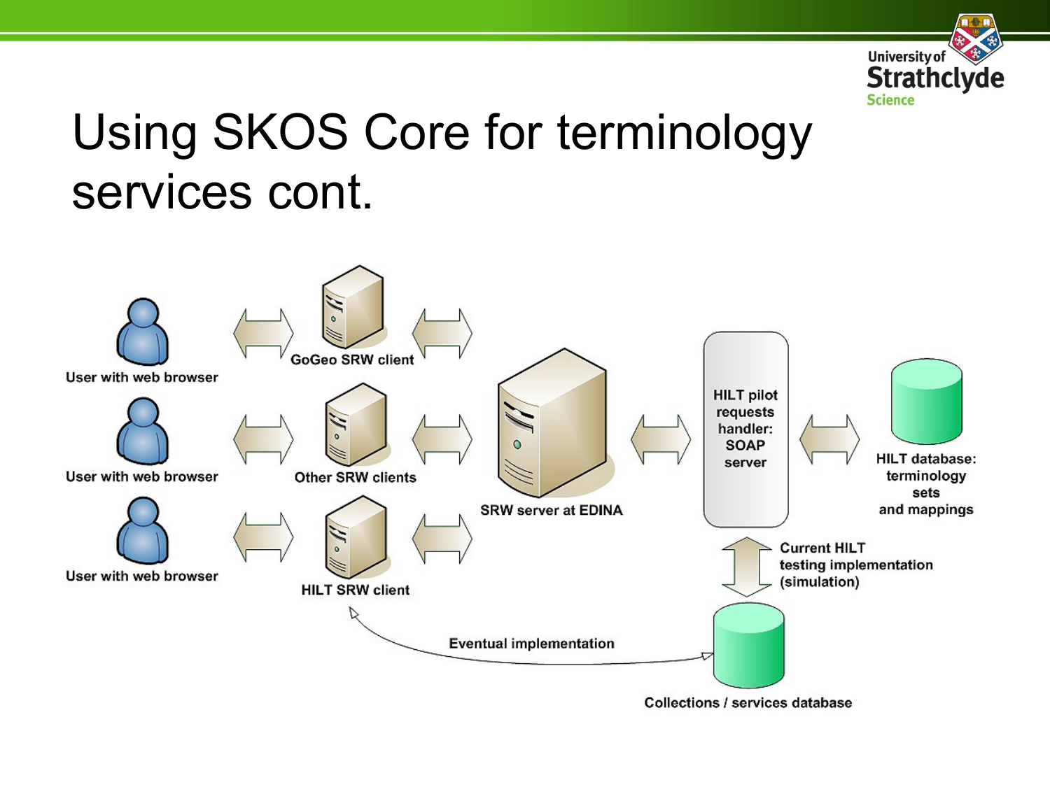# Using SKOS Core for terminology services cont.

User with web browser

User with web browser

User with web browser

GoGeo SRW client

Other SRW clients

HILT SRW client

SRW server at EDINA

HILT pilot requests handler: SOAP server

HILT database: terminology sets and mappings

Current HILT testing implementation (simulation)

Eventual implementation

Collections / services database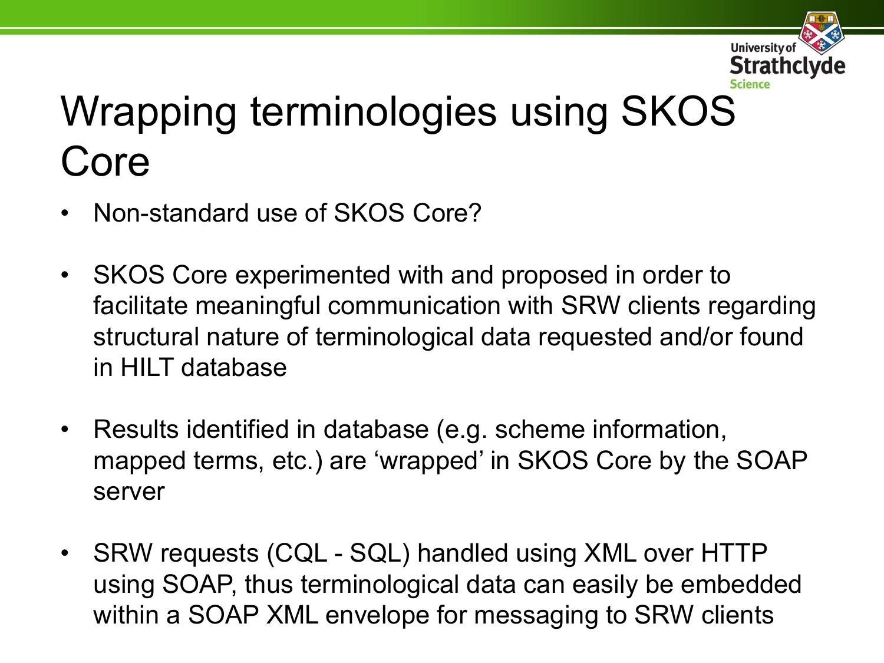# Wrapping terminologies using SKOS Core

- Non-standard use of SKOS Core?
- SKOS Core experimented with and proposed in order to facilitate meaningful communication with SRW clients regarding structural nature of terminological data requested and/or found in HILT database
- Results identified in database (e.g. scheme information, mapped terms, etc.) are 'wrapped' in SKOS Core by the SOAP server
- SRW requests (CQL - SQL) handled using XML over HTTP using SOAP, thus terminological data can easily be embedded within a SOAP XML envelope for messaging to SRW clients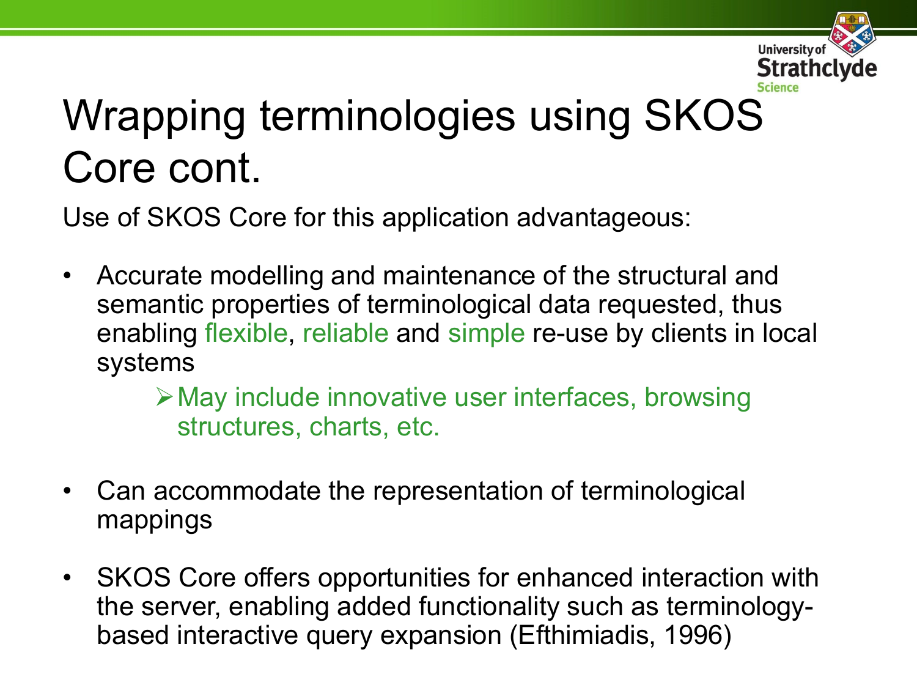# Wrapping terminologies using SKOS Core cont.

Use of SKOS Core for this application advantageous:

- Accurate modelling and maintenance of the structural and semantic properties of terminological data requested, thus enabling flexible, reliable and simple re-use by clients in local systems
    - May include innovative user interfaces, browsing structures, charts, etc.
- Can accommodate the representation of terminological mappings
- SKOS Core offers opportunities for enhanced interaction with the server, enabling added functionality such as terminology-based interactive query expansion (Efthimiadis, 1996)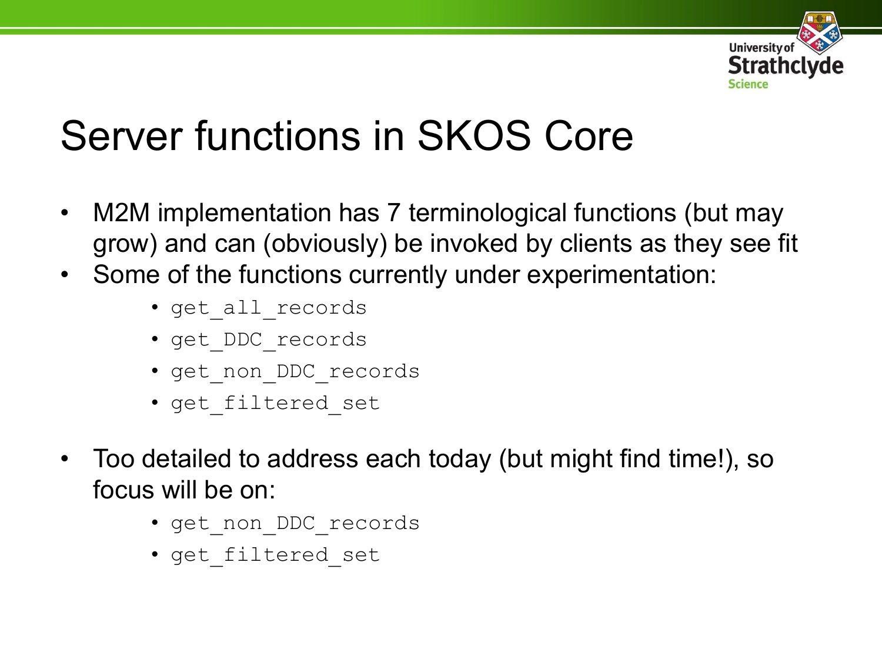# Server functions in SKOS Core

- M2M implementation has 7 terminological functions (but may grow) and can (obviously) be invoked by clients as they see fit
- Some of the functions currently under experimentation:
  - `get_all_records`
  - `get_DDC_records`
  - `get_non_DDC_records`
  - `get_filtered_set`
- Too detailed to address each today (but might find time!), so focus will be on:
  - `get_non_DDC_records`
  - `get_filtered_set`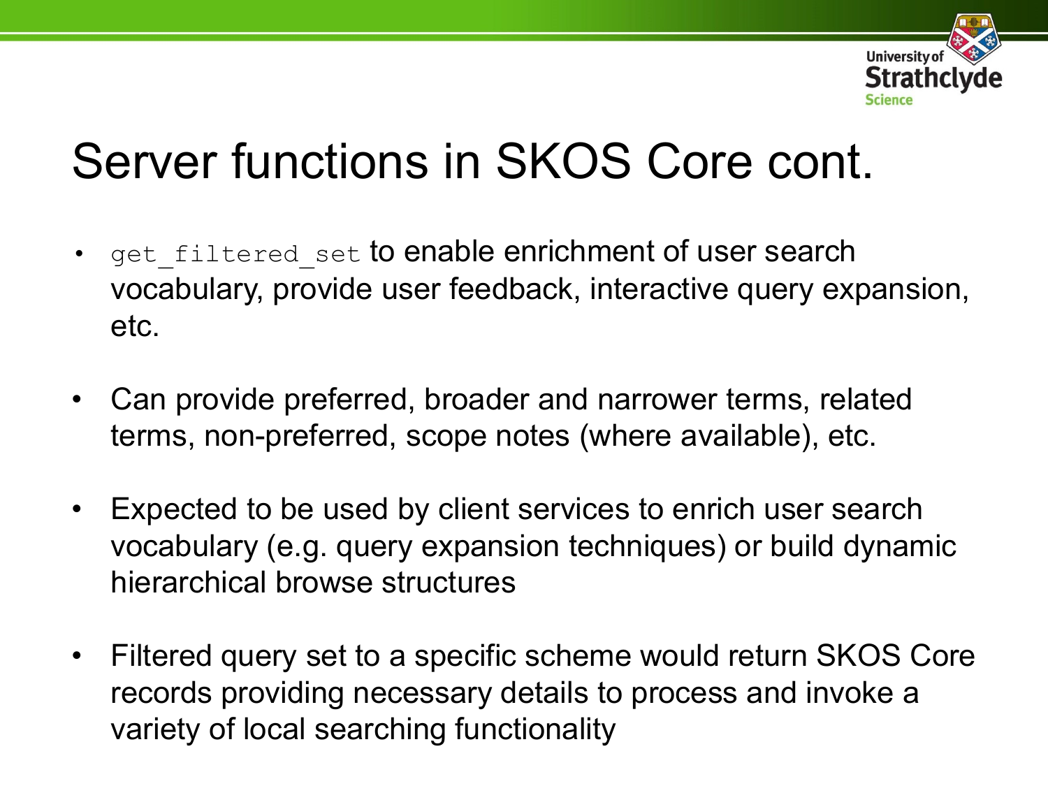# Server functions in SKOS Core cont.

- `get_filtered_set` to enable enrichment of user search vocabulary, provide user feedback, interactive query expansion, etc.
- Can provide preferred, broader and narrower terms, related terms, non-preferred, scope notes (where available), etc.
- Expected to be used by client services to enrich user search vocabulary (e.g. query expansion techniques) or build dynamic hierarchical browse structures
- Filtered query set to a specific scheme would return SKOS Core records providing necessary details to process and invoke a variety of local searching functionality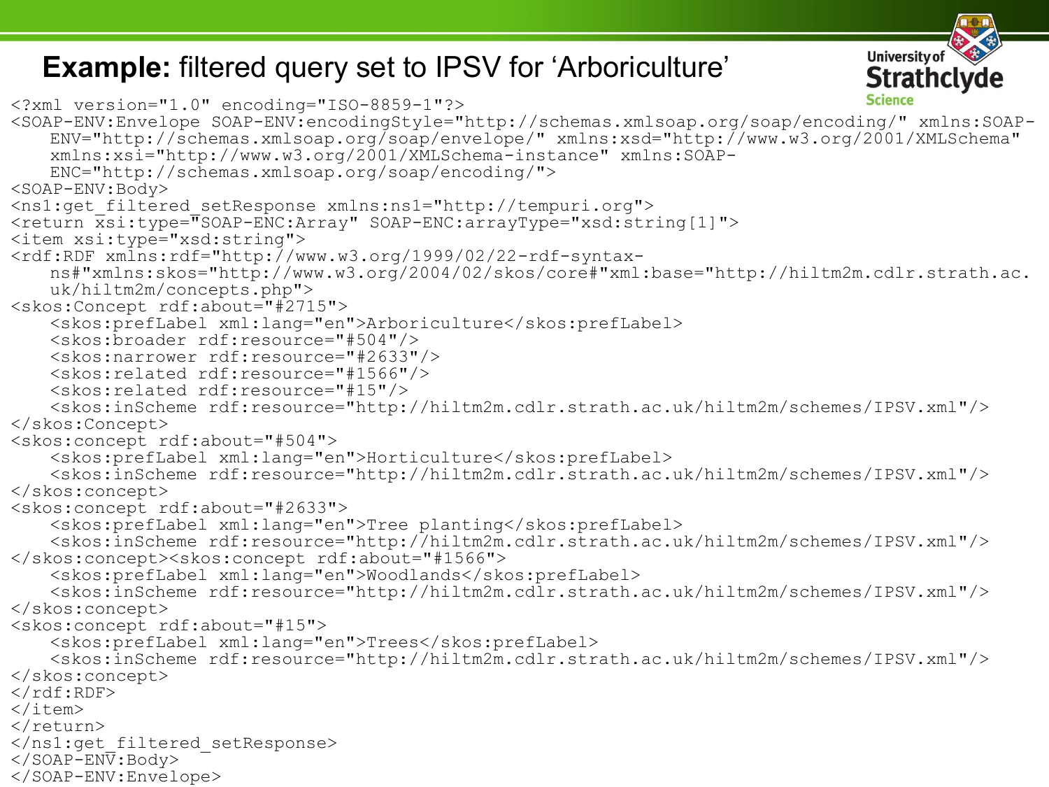# **Example:** filtered query set to IPSV for 'Arboriculture'

```
<?xml version="1.0" encoding="ISO-8859-1"?>
<SOAP-ENV:Envelope SOAP-ENV:encodingStyle="http://schemas.xmlsoap.org/soap/encoding/" xmlns:SOAP-
    ENV="http://schemas.xmlsoap.org/soap/envelope/" xmlns:xsd="http://www.w3.org/2001/XMLSchema"
    xmlns:xsi="http://www.w3.org/2001/XMLSchema-instance" xmlns:SOAP-
    ENC="http://schemas.xmlsoap.org/soap/encoding/">
<SOAP-ENV:Body>
<ns1:get_filtered_setResponse xmlns:ns1="http://tempuri.org">
<return xsi:type="SOAP-ENC:Array" SOAP-ENC:arrayType="xsd:string[1]">
<item xsi:type="xsd:string">
<rdf:RDF xmlns:rdf="http://www.w3.org/1999/02/22-rdf-syntax-
    ns#"xmlns:skos="http://www.w3.org/2004/02/skos/core#"xml:base="http://hiltm2m.cdlr.strath.ac.
    uk/hiltm2m/concepts.php">
<skos:Concept rdf:about="#2715">
    <skos:prefLabel xml:lang="en">Arboriculture</skos:prefLabel>
    <skos:broader rdf:resource="#504"/>
    <skos:narrower rdf:resource="#2633"/>
    <skos:related rdf:resource="#1566"/>
    <skos:related rdf:resource="#15"/>
    <skos:inScheme rdf:resource="http://hiltm2m.cdlr.strath.ac.uk/hiltm2m/schemes/IPSV.xml"/>
</skos:Concept>
<skos:concept rdf:about="#504">
    <skos:prefLabel xml:lang="en">Horticulture</skos:prefLabel>
    <skos:inScheme rdf:resource="http://hiltm2m.cdlr.strath.ac.uk/hiltm2m/schemes/IPSV.xml"/>
</skos:concept>
<skos:concept rdf:about="#2633">
    <skos:prefLabel xml:lang="en">Tree planting</skos:prefLabel>
    <skos:inScheme rdf:resource="http://hiltm2m.cdlr.strath.ac.uk/hiltm2m/schemes/IPSV.xml"/>
</skos:concept><skos:concept rdf:about="#1566">
    <skos:prefLabel xml:lang="en">Woodlands</skos:prefLabel>
    <skos:inScheme rdf:resource="http://hiltm2m.cdlr.strath.ac.uk/hiltm2m/schemes/IPSV.xml"/>
</skos:concept>
<skos:concept rdf:about="#15">
    <skos:prefLabel xml:lang="en">Trees</skos:prefLabel>
    <skos:inScheme rdf:resource="http://hiltm2m.cdlr.strath.ac.uk/hiltm2m/schemes/IPSV.xml"/>
</skos:concept>
</rdf:RDF>
</item>
</return>
</ns1:get_filtered_setResponse>
</SOAP-ENV:Body>
</SOAP-ENV:Envelope>
```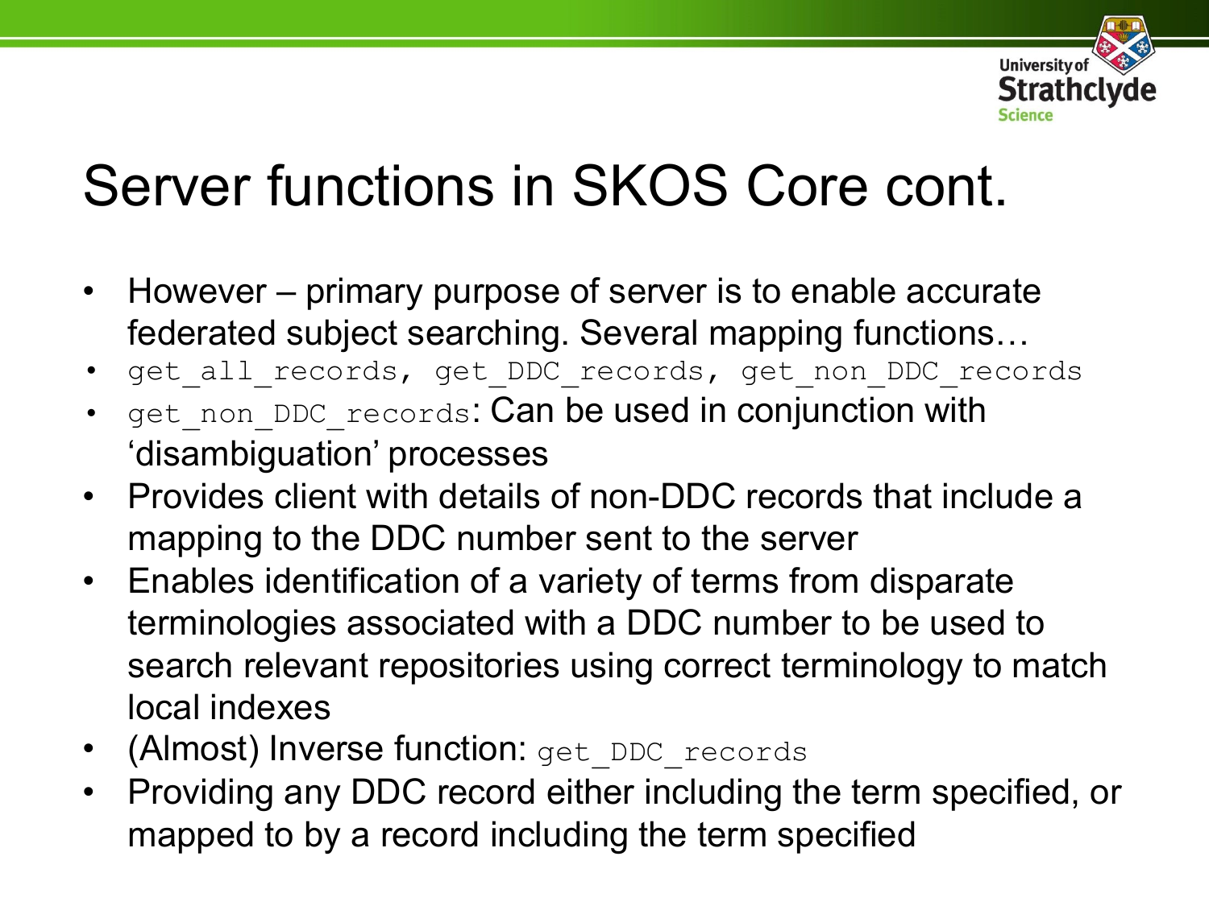# Server functions in SKOS Core cont.

- However – primary purpose of server is to enable accurate federated subject searching. Several mapping functions…
- `get_all_records, get_DDC_records, get_non_DDC_records`
- `get_non_DDC_records`: Can be used in conjunction with 'disambiguation' processes
- Provides client with details of non-DDC records that include a mapping to the DDC number sent to the server
- Enables identification of a variety of terms from disparate terminologies associated with a DDC number to be used to search relevant repositories using correct terminology to match local indexes
- (Almost) Inverse function: `get_DDC_records`
- Providing any DDC record either including the term specified, or mapped to by a record including the term specified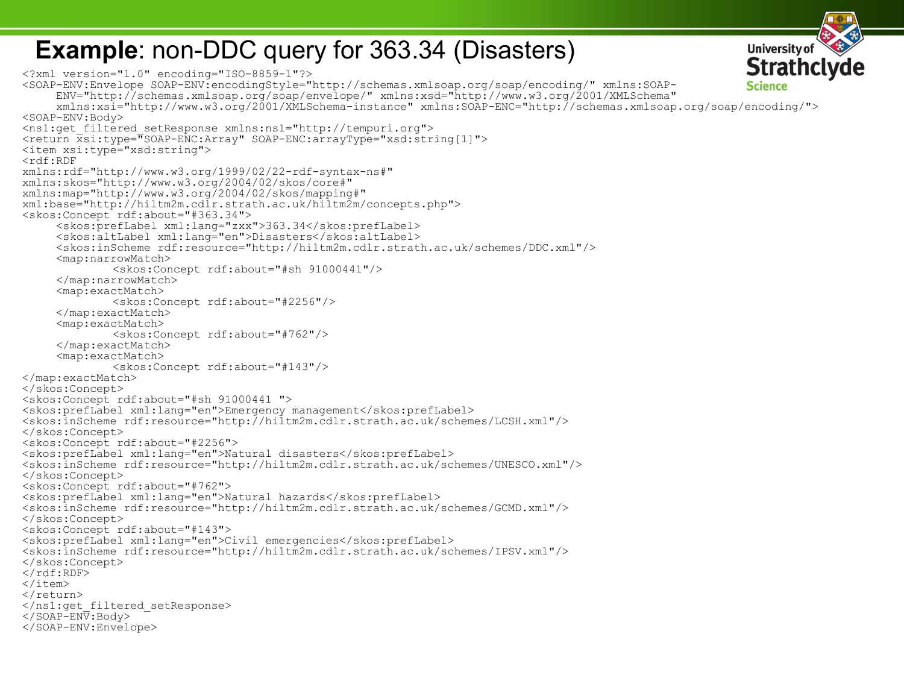# **Example**: non-DDC query for 363.34 (Disasters)

```
<?xml version="1.0" encoding="ISO-8859-1"?>
<SOAP-ENV:Envelope SOAP-ENV:encodingStyle="http://schemas.xmlsoap.org/soap/encoding/" xmlns:SOAP-
     ENV="http://schemas.xmlsoap.org/soap/envelope/" xmlns:xsd="http://www.w3.org/2001/XMLSchema"
     xmlns:xsi="http://www.w3.org/2001/XMLSchema-instance" xmlns:SOAP-ENC="http://schemas.xmlsoap.org/soap/encoding/">
<SOAP-ENV:Body>
<ns1:get_filtered_setResponse xmlns:ns1="http://tempuri.org">
<return xsi:type="SOAP-ENC:Array" SOAP-ENC:arrayType="xsd:string[1]">
<item xsi:type="xsd:string">
<rdf:RDF
xmlns:rdf="http://www.w3.org/1999/02/22-rdf-syntax-ns#"
xmlns:skos="http://www.w3.org/2004/02/skos/core#"
xmlns:map="http://www.w3.org/2004/02/skos/mapping#"
xml:base="http://hiltm2m.cdlr.strath.ac.uk/hiltm2m/concepts.php">
<skos:Concept rdf:about="#363.34">
     <skos:prefLabel xml:lang="zxx">363.34</skos:prefLabel>
     <skos:altLabel xml:lang="en">Disasters</skos:altLabel>
     <skos:inScheme rdf:resource="http://hiltm2m.cdlr.strath.ac.uk/schemes/DDC.xml"/>
     <map:narrowMatch>
             <skos:Concept rdf:about="#sh 91000441"/>
     </map:narrowMatch>
     <map:exactMatch>
             <skos:Concept rdf:about="#2256"/>
     </map:exactMatch>
     <map:exactMatch>
             <skos:Concept rdf:about="#762"/>
     </map:exactMatch>
     <map:exactMatch>
             <skos:Concept rdf:about="#143"/>
</map:exactMatch>
</skos:Concept>
<skos:Concept rdf:about="#sh 91000441 ">
<skos:prefLabel xml:lang="en">Emergency management</skos:prefLabel>
<skos:inScheme rdf:resource="http://hiltm2m.cdlr.strath.ac.uk/schemes/LCSH.xml"/>
</skos:Concept>
<skos:Concept rdf:about="#2256">
<skos:prefLabel xml:lang="en">Natural disasters</skos:prefLabel>
<skos:inScheme rdf:resource="http://hiltm2m.cdlr.strath.ac.uk/schemes/UNESCO.xml"/>
</skos:Concept>
<skos:Concept rdf:about="#762">
<skos:prefLabel xml:lang="en">Natural hazards</skos:prefLabel>
<skos:inScheme rdf:resource="http://hiltm2m.cdlr.strath.ac.uk/schemes/GCMD.xml"/>
</skos:Concept>
<skos:Concept rdf:about="#143">
<skos:prefLabel xml:lang="en">Civil emergencies</skos:prefLabel>
<skos:inScheme rdf:resource="http://hiltm2m.cdlr.strath.ac.uk/schemes/IPSV.xml"/>
</skos:Concept>
</rdf:RDF>
</item>
</return>
</ns1:get_filtered_setResponse>
</SOAP-ENV:Body>
</SOAP-ENV:Envelope>
```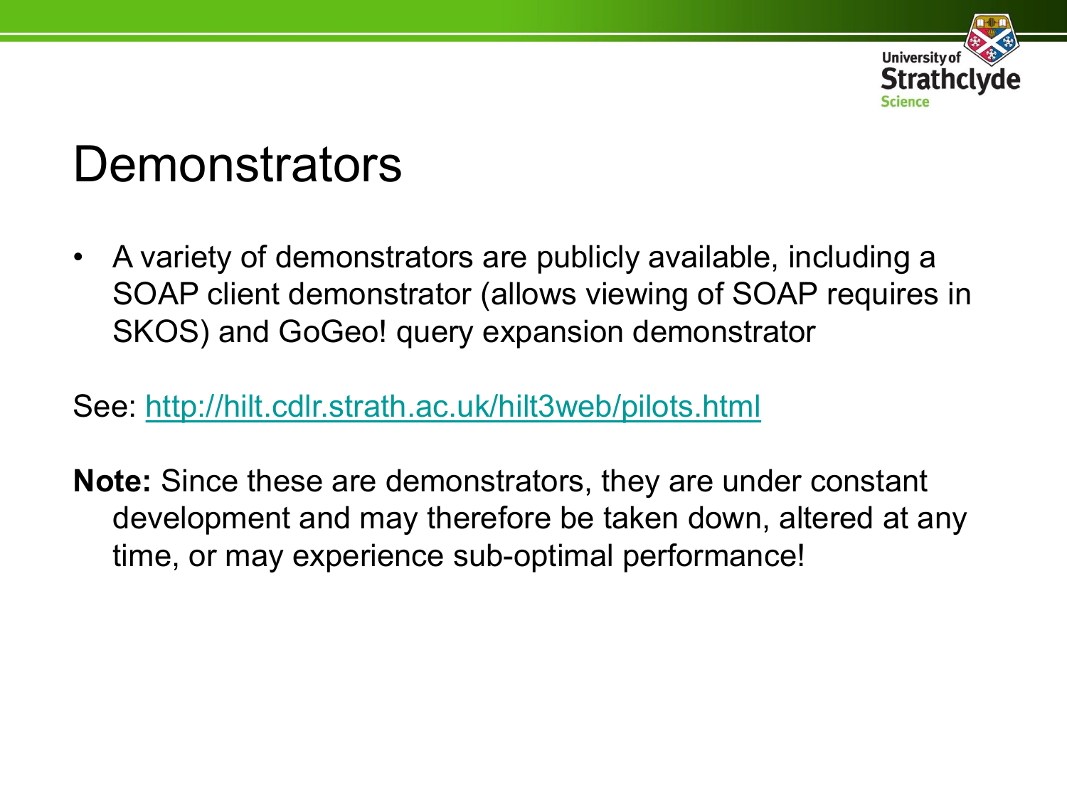# Demonstrators

- A variety of demonstrators are publicly available, including a SOAP client demonstrator (allows viewing of SOAP requires in SKOS) and GoGeo! query expansion demonstrator

See: http://hilt.cdlr.strath.ac.uk/hilt3web/pilots.html

**Note:** Since these are demonstrators, they are under constant development and may therefore be taken down, altered at any time, or may experience sub-optimal performance!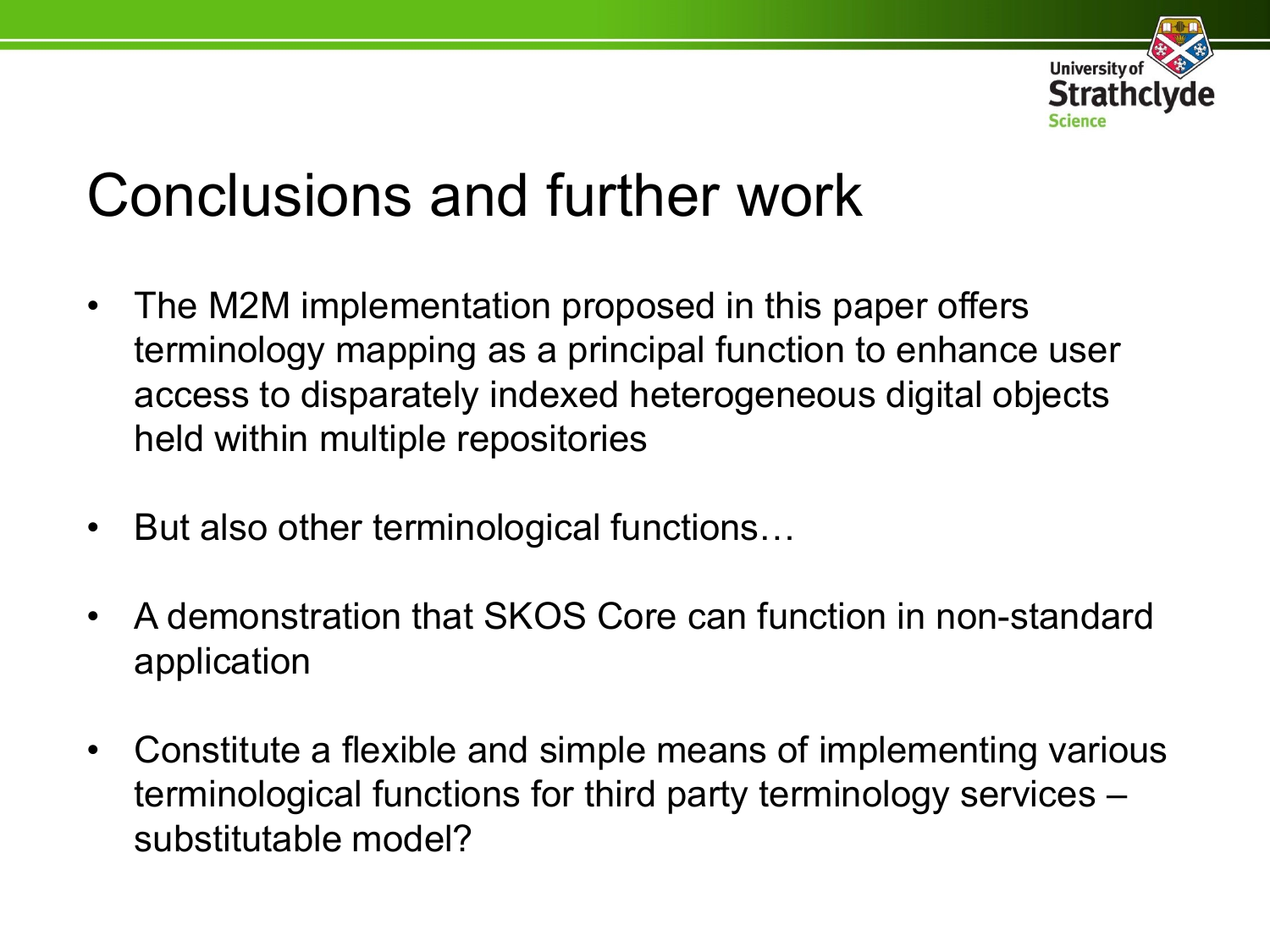# Conclusions and further work

- The M2M implementation proposed in this paper offers terminology mapping as a principal function to enhance user access to disparately indexed heterogeneous digital objects held within multiple repositories
- But also other terminological functions…
- A demonstration that SKOS Core can function in non-standard application
- Constitute a flexible and simple means of implementing various terminological functions for third party terminology services – substitutable model?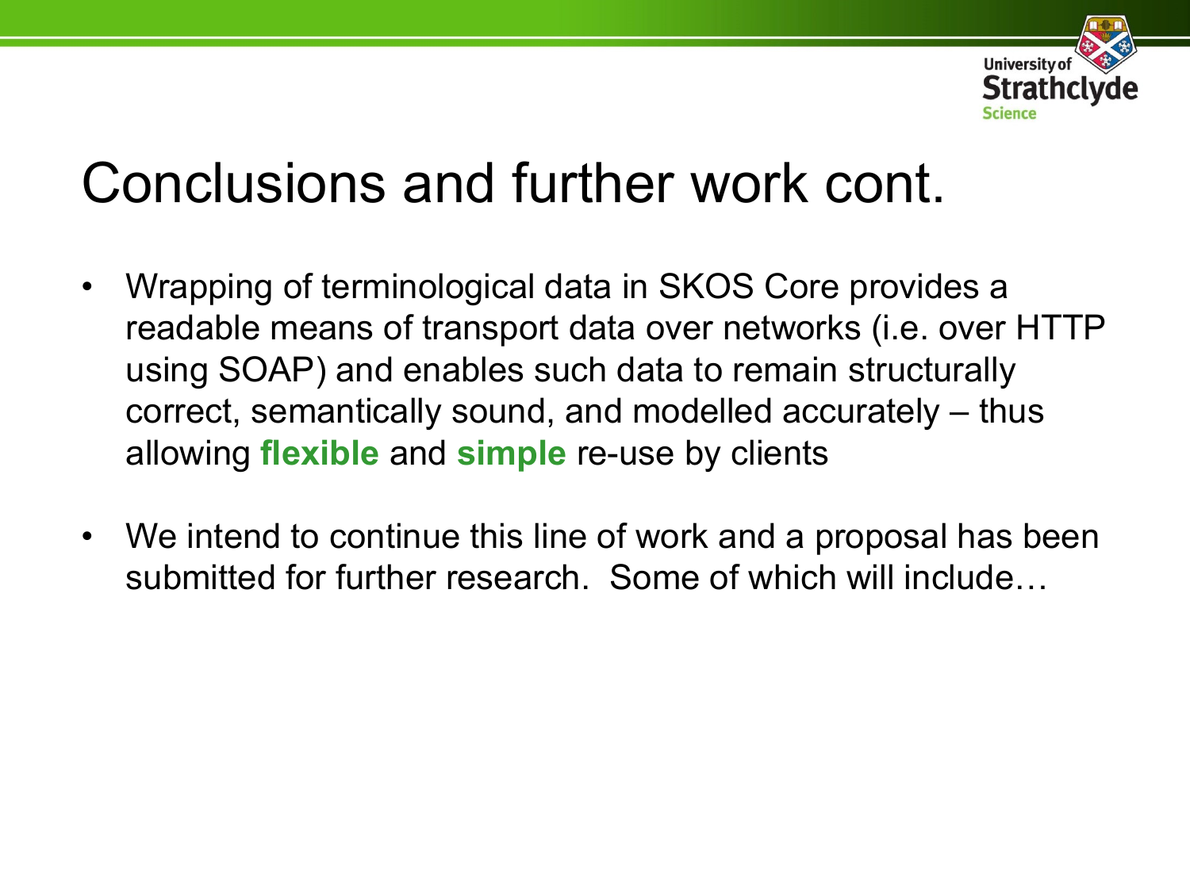# Conclusions and further work cont.

- Wrapping of terminological data in SKOS Core provides a readable means of transport data over networks (i.e. over HTTP using SOAP) and enables such data to remain structurally correct, semantically sound, and modelled accurately – thus allowing **flexible** and **simple** re-use by clients

- We intend to continue this line of work and a proposal has been submitted for further research. Some of which will include…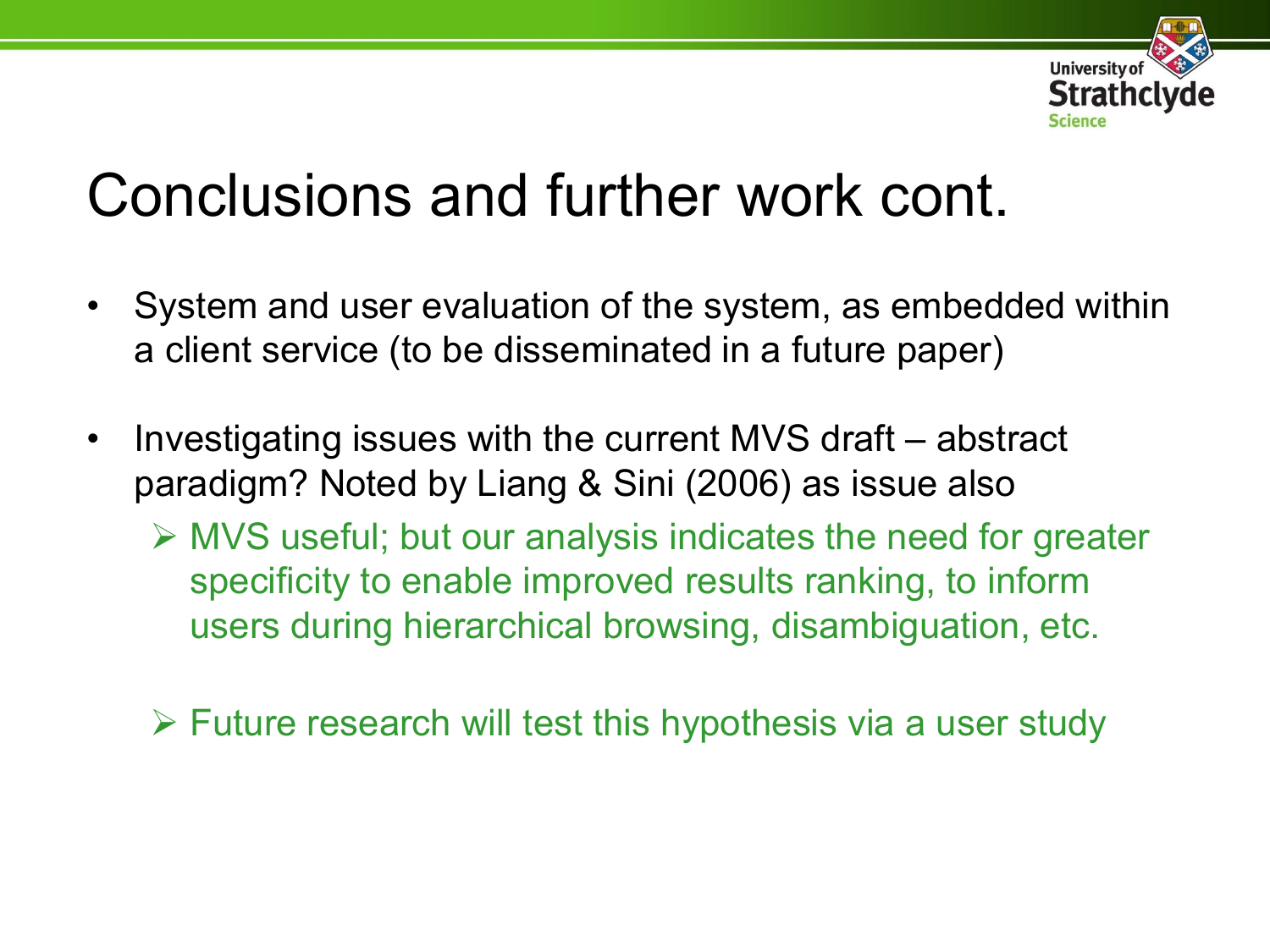# Conclusions and further work cont.

- System and user evaluation of the system, as embedded within a client service (to be disseminated in a future paper)
- Investigating issues with the current MVS draft – abstract paradigm? Noted by Liang & Sini (2006) as issue also
  - MVS useful; but our analysis indicates the need for greater specificity to enable improved results ranking, to inform users during hierarchical browsing, disambiguation, etc.
  - Future research will test this hypothesis via a user study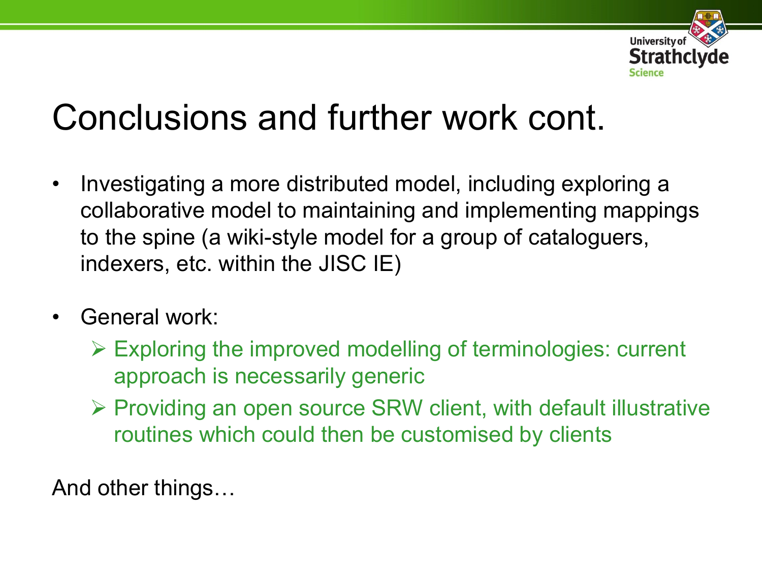# Conclusions and further work cont.

- Investigating a more distributed model, including exploring a collaborative model to maintaining and implementing mappings to the spine (a wiki-style model for a group of cataloguers, indexers, etc. within the JISC IE)
- General work:
  - Exploring the improved modelling of terminologies: current approach is necessarily generic
  - Providing an open source SRW client, with default illustrative routines which could then be customised by clients

And other things…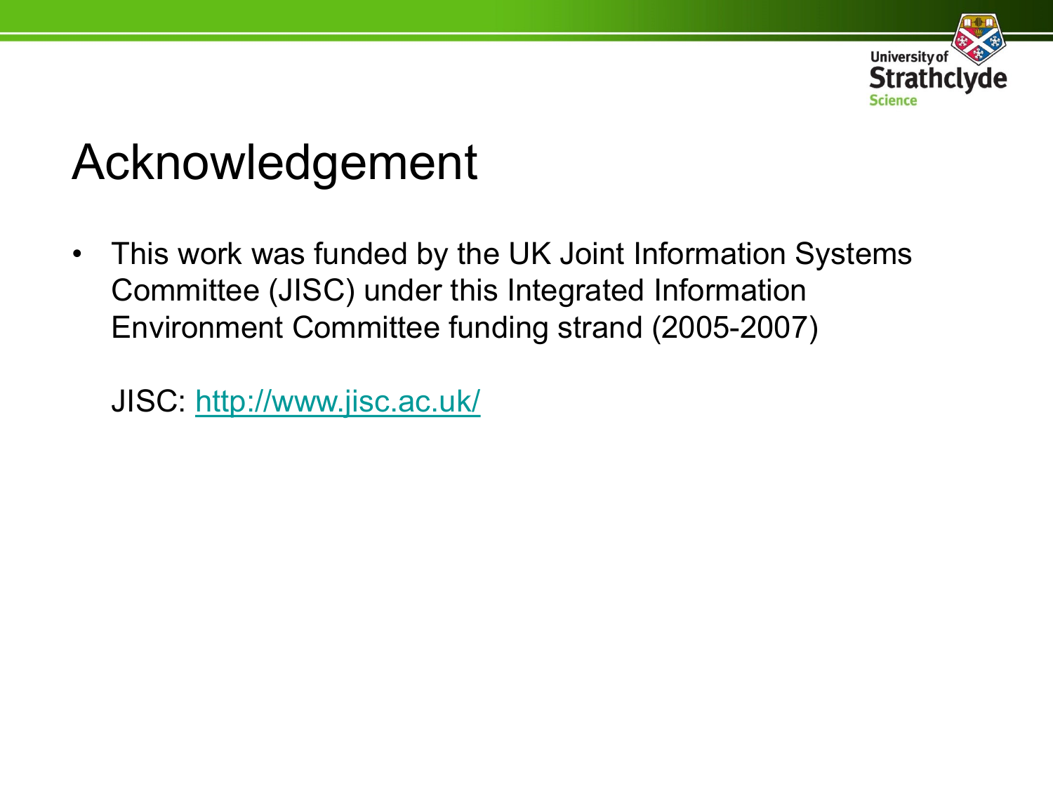# Acknowledgement

- This work was funded by the UK Joint Information Systems Committee (JISC) under this Integrated Information Environment Committee funding strand (2005-2007)

  JISC: http://www.jisc.ac.uk/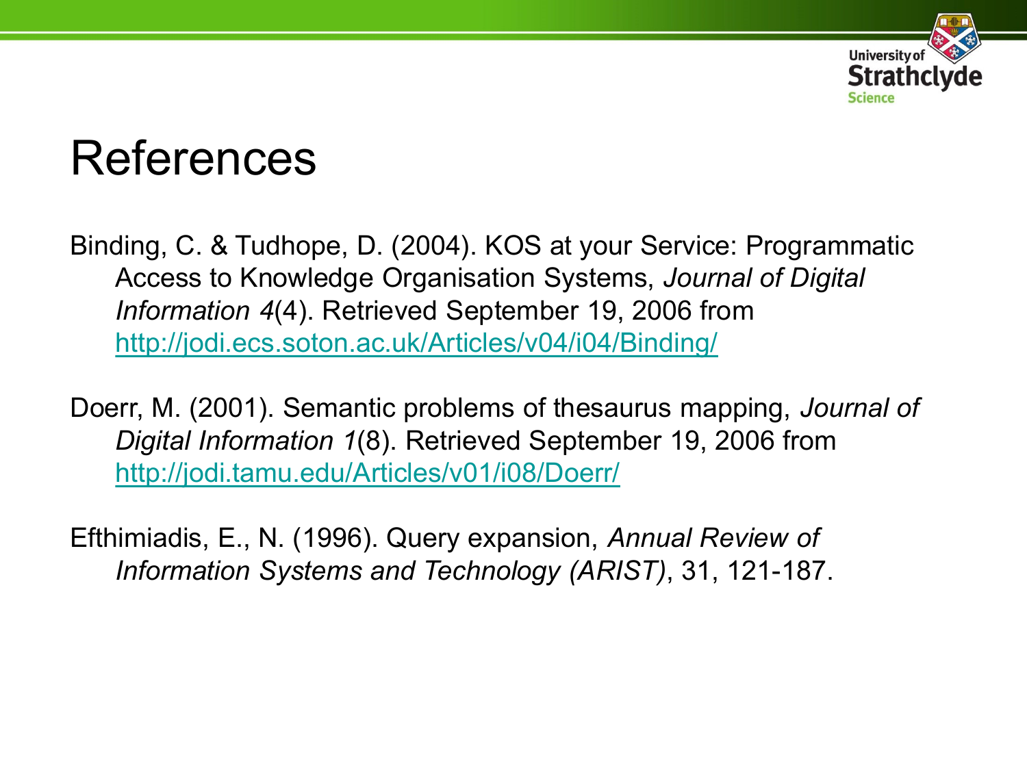# References

Binding, C. & Tudhope, D. (2004). KOS at your Service: Programmatic Access to Knowledge Organisation Systems, *Journal of Digital Information 4*(4). Retrieved September 19, 2006 from http://jodi.ecs.soton.ac.uk/Articles/v04/i04/Binding/

Doerr, M. (2001). Semantic problems of thesaurus mapping, *Journal of Digital Information 1*(8). Retrieved September 19, 2006 from http://jodi.tamu.edu/Articles/v01/i08/Doerr/

Efthimiadis, E., N. (1996). Query expansion, *Annual Review of Information Systems and Technology (ARIST)*, 31, 121-187.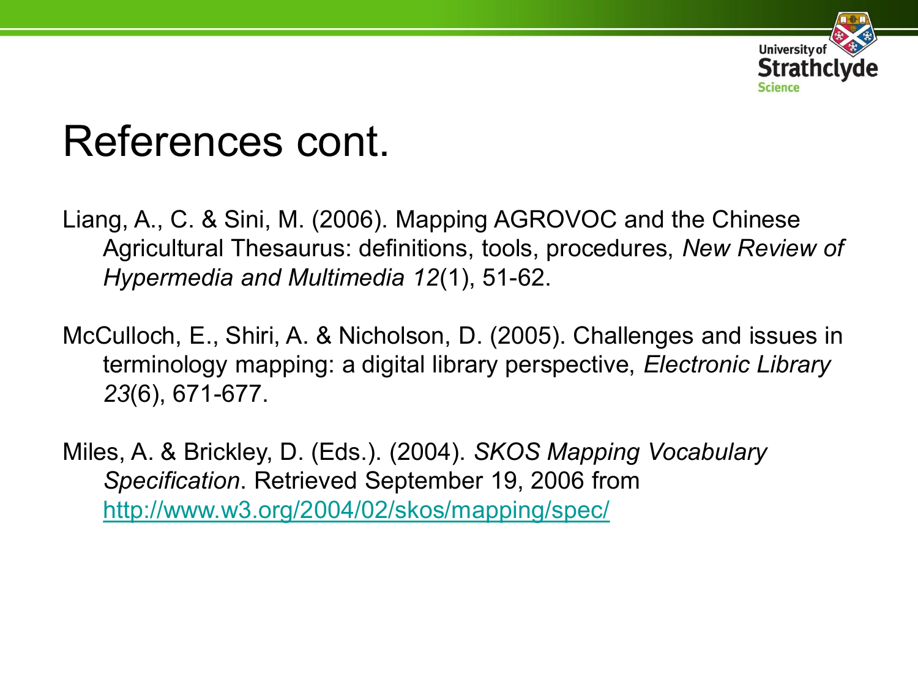# References cont.

Liang, A., C. & Sini, M. (2006). Mapping AGROVOC and the Chinese Agricultural Thesaurus: definitions, tools, procedures, *New Review of Hypermedia and Multimedia 12*(1), 51-62.

McCulloch, E., Shiri, A. & Nicholson, D. (2005). Challenges and issues in terminology mapping: a digital library perspective, *Electronic Library 23*(6), 671-677.

Miles, A. & Brickley, D. (Eds.). (2004). *SKOS Mapping Vocabulary Specification*. Retrieved September 19, 2006 from http://www.w3.org/2004/02/skos/mapping/spec/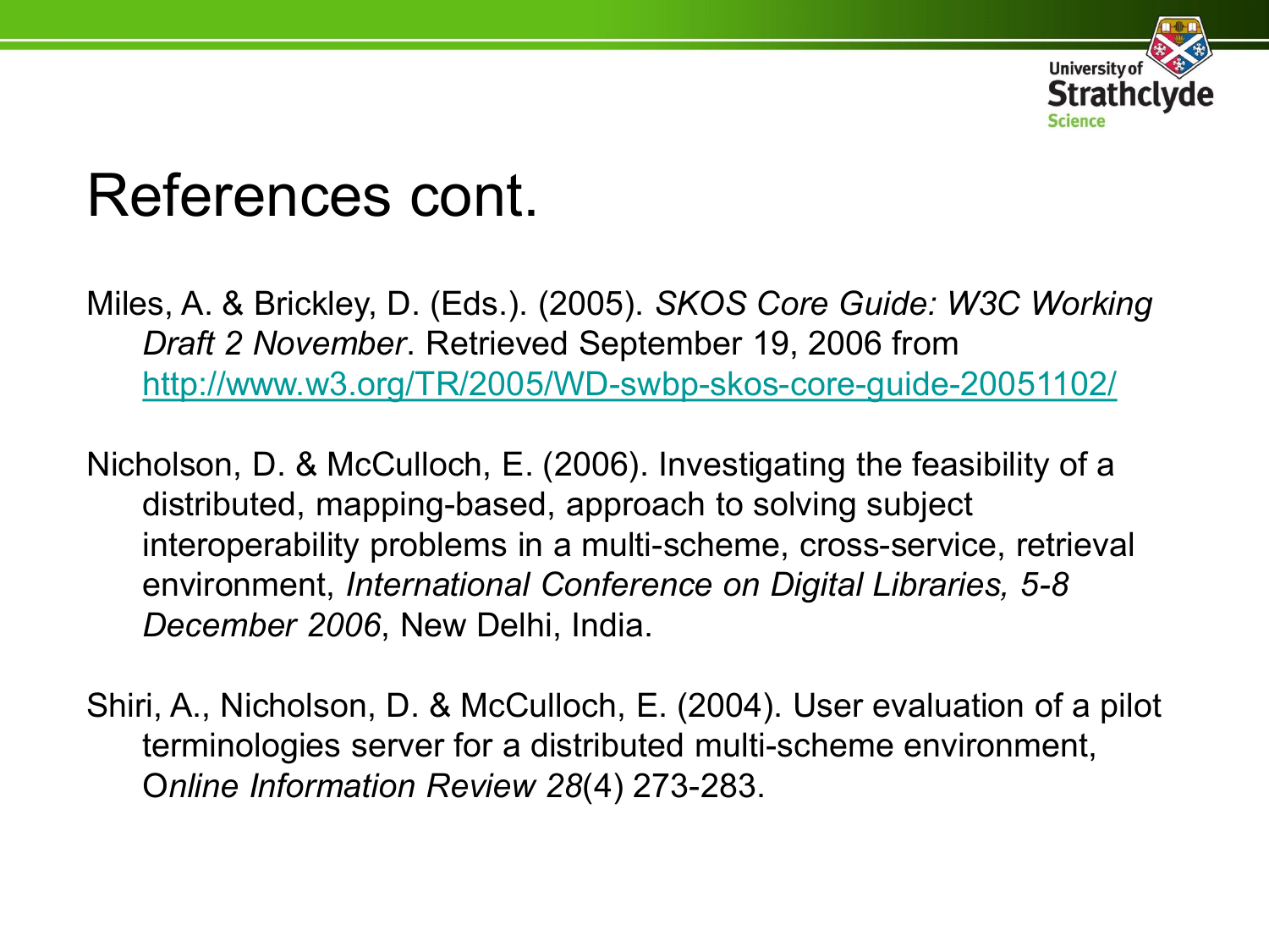# References cont.

Miles, A. & Brickley, D. (Eds.). (2005). *SKOS Core Guide: W3C Working Draft 2 November*. Retrieved September 19, 2006 from http://www.w3.org/TR/2005/WD-swbp-skos-core-guide-20051102/

Nicholson, D. & McCulloch, E. (2006). Investigating the feasibility of a distributed, mapping-based, approach to solving subject interoperability problems in a multi-scheme, cross-service, retrieval environment, *International Conference on Digital Libraries, 5-8 December 2006*, New Delhi, India.

Shiri, A., Nicholson, D. & McCulloch, E. (2004). User evaluation of a pilot terminologies server for a distributed multi-scheme environment, *Online Information Review 28*(4) 273-283.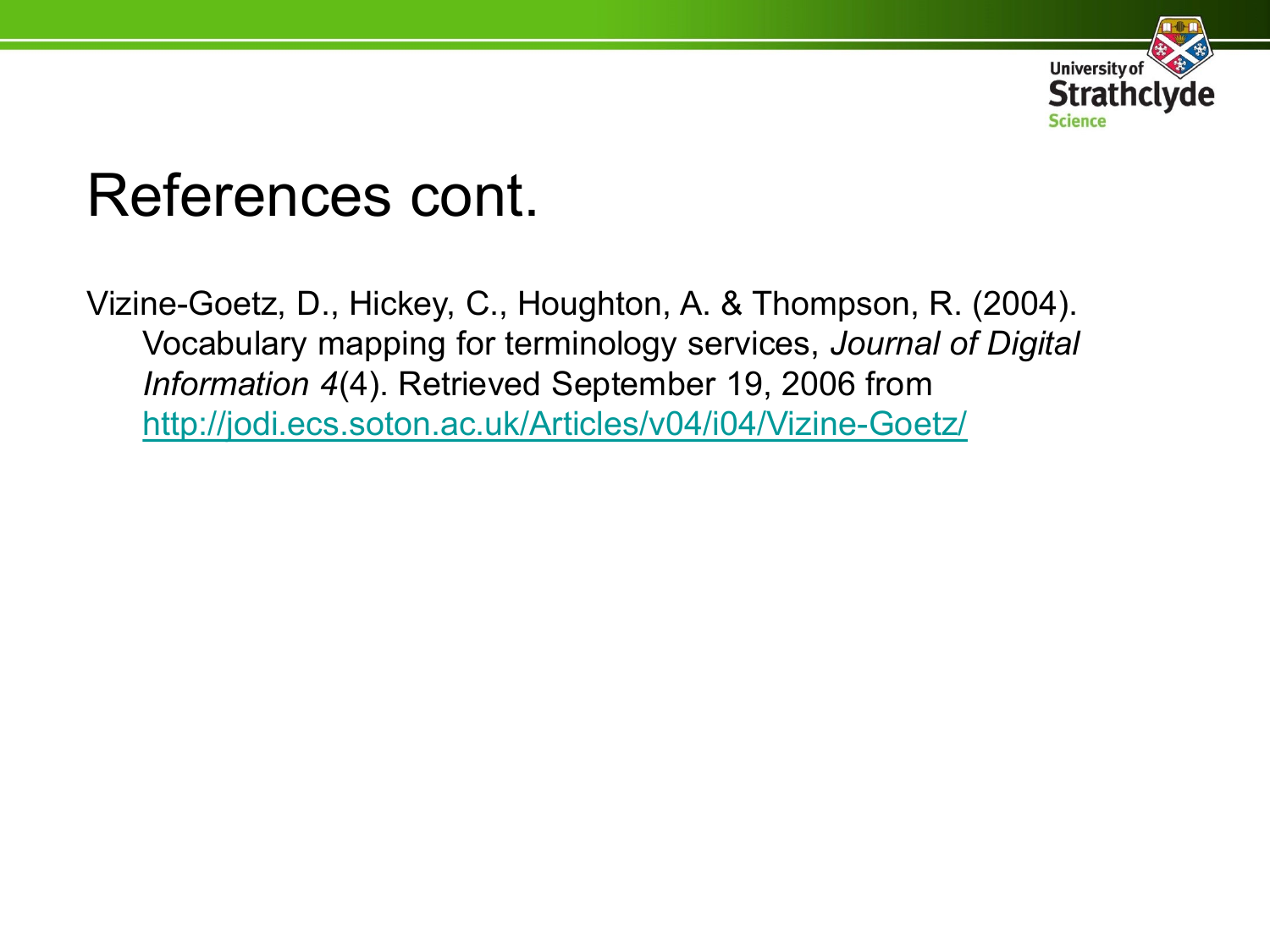# References cont.

Vizine-Goetz, D., Hickey, C., Houghton, A. & Thompson, R. (2004). Vocabulary mapping for terminology services, *Journal of Digital Information 4*(4). Retrieved September 19, 2006 from http://jodi.ecs.soton.ac.uk/Articles/v04/i04/Vizine-Goetz/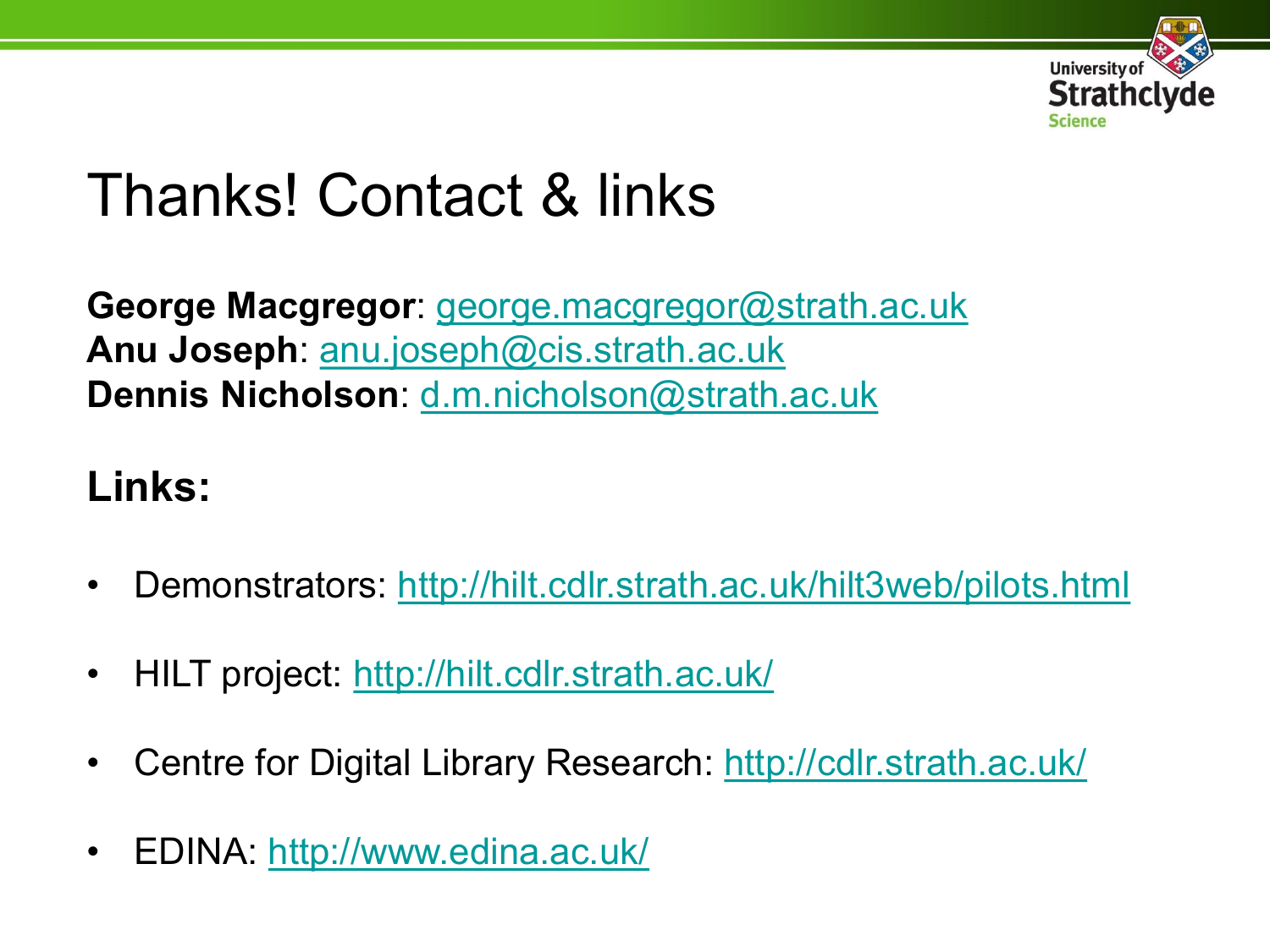# Thanks! Contact & links

**George Macgregor**: george.macgregor@strath.ac.uk
**Anu Joseph**: anu.joseph@cis.strath.ac.uk
**Dennis Nicholson**: d.m.nicholson@strath.ac.uk

**Links:**

- Demonstrators: http://hilt.cdlr.strath.ac.uk/hilt3web/pilots.html
- HILT project: http://hilt.cdlr.strath.ac.uk/
- Centre for Digital Library Research: http://cdlr.strath.ac.uk/
- EDINA: http://www.edina.ac.uk/